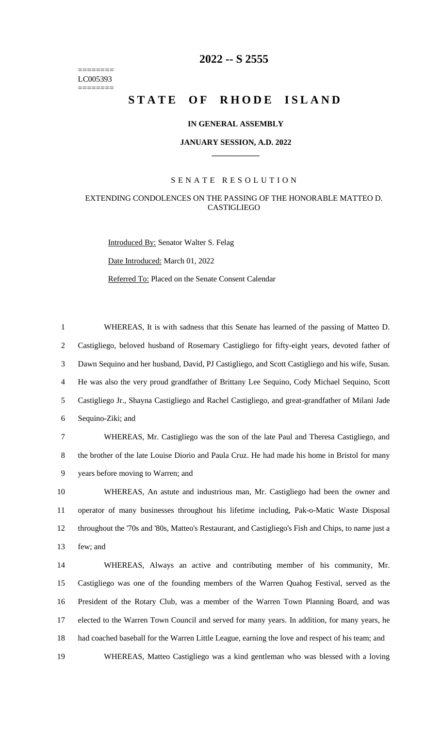========
LC005393
========

# 2022 -- S 2555

# STATE OF RHODE ISLAND

**IN GENERAL ASSEMBLY**

**JANUARY SESSION, A.D. 2022**

SENATE RESOLUTION

EXTENDING CONDOLENCES ON THE PASSING OF THE HONORABLE MATTEO D. CASTIGLIEGO

Introduced By: Senator Walter S. Felag

Date Introduced: March 01, 2022

Referred To: Placed on the Senate Consent Calendar

1 WHEREAS, It is with sadness that this Senate has learned of the passing of Matteo D.
2 Castigliego, beloved husband of Rosemary Castigliego for fifty-eight years, devoted father of
3 Dawn Sequino and her husband, David, PJ Castigliego, and Scott Castigliego and his wife, Susan.
4 He was also the very proud grandfather of Brittany Lee Sequino, Cody Michael Sequino, Scott
5 Castigliego Jr., Shayna Castigliego and Rachel Castigliego, and great-grandfather of Milani Jade
6 Sequino-Ziki; and

7 WHEREAS, Mr. Castigliego was the son of the late Paul and Theresa Castigliego, and
8 the brother of the late Louise Diorio and Paula Cruz. He had made his home in Bristol for many
9 years before moving to Warren; and

10 WHEREAS, An astute and industrious man, Mr. Castigliego had been the owner and
11 operator of many businesses throughout his lifetime including, Pak-o-Matic Waste Disposal
12 throughout the '70s and '80s, Matteo's Restaurant, and Castigliego's Fish and Chips, to name just a
13 few; and

14 WHEREAS, Always an active and contributing member of his community, Mr.
15 Castigliego was one of the founding members of the Warren Quahog Festival, served as the
16 President of the Rotary Club, was a member of the Warren Town Planning Board, and was
17 elected to the Warren Town Council and served for many years. In addition, for many years, he
18 had coached baseball for the Warren Little League, earning the love and respect of his team; and

19 WHEREAS, Matteo Castigliego was a kind gentleman who was blessed with a loving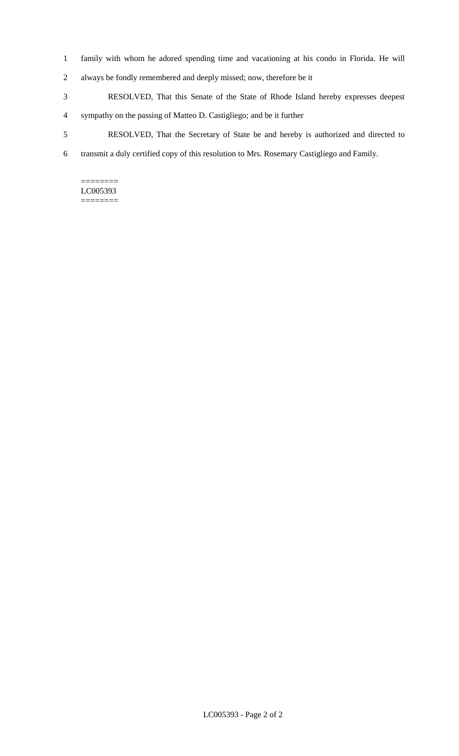family with whom he adored spending time and vacationing at his condo in Florida. He will always be fondly remembered and deeply missed; now, therefore be it

RESOLVED, That this Senate of the State of Rhode Island hereby expresses deepest sympathy on the passing of Matteo D. Castigliego; and be it further

RESOLVED, That the Secretary of State be and hereby is authorized and directed to transmit a duly certified copy of this resolution to Mrs. Rosemary Castigliego and Family.

========
LC005393
========